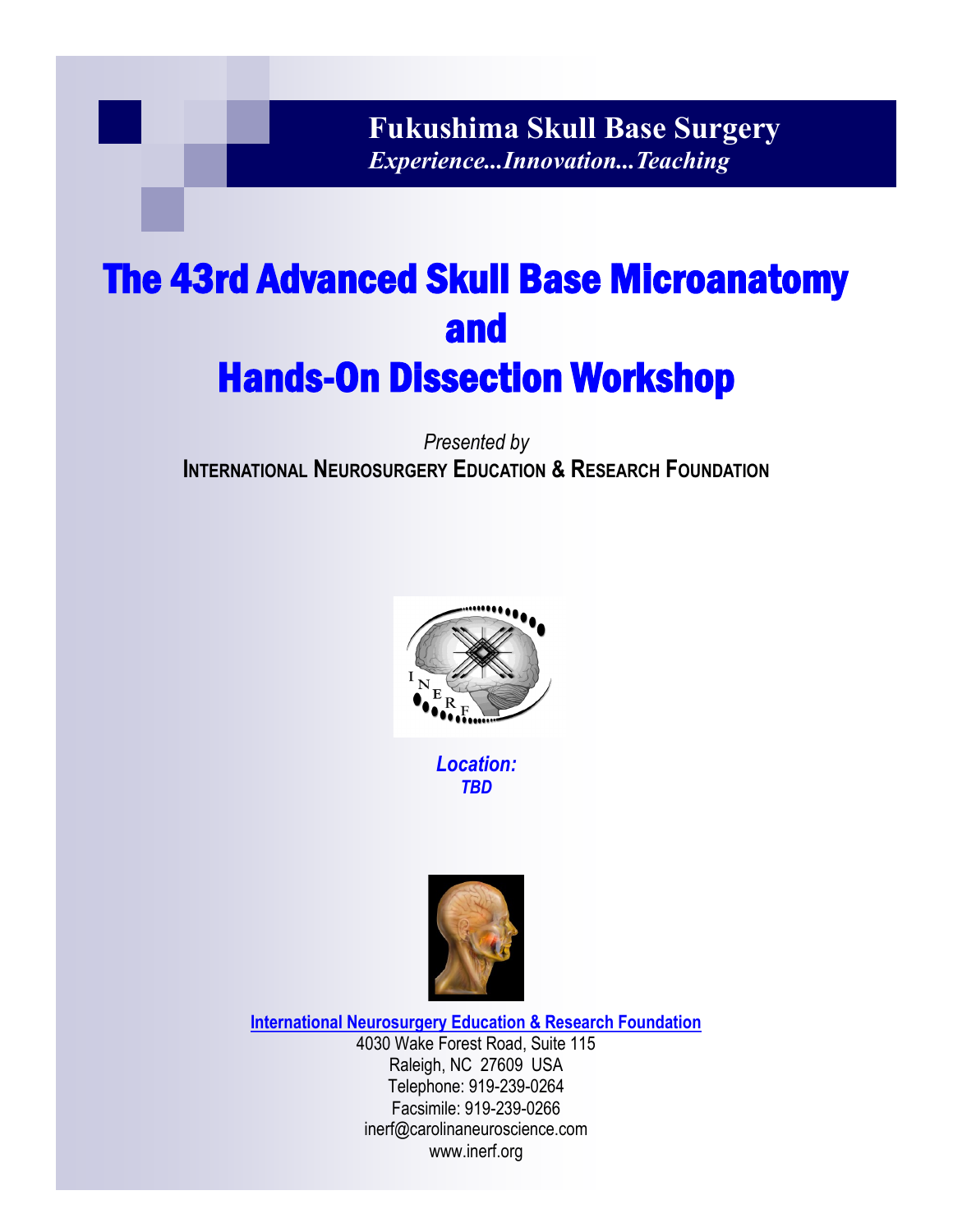**Fukushima Skull Base Surgery**
*Experience...Innovation...Teaching*

# The 43rd Advanced Skull Base Microanatomy and Hands-On Dissection Workshop

*Presented by*
**INTERNATIONAL NEUROSURGERY EDUCATION & RESEARCH FOUNDATION**

***Location:***
***TBD***

**International Neurosurgery Education & Research Foundation**
4030 Wake Forest Road, Suite 115
Raleigh, NC 27609 USA
Telephone: 919-239-0264
Facsimile: 919-239-0266
inerf@carolinaneuroscience.com
www.inerf.org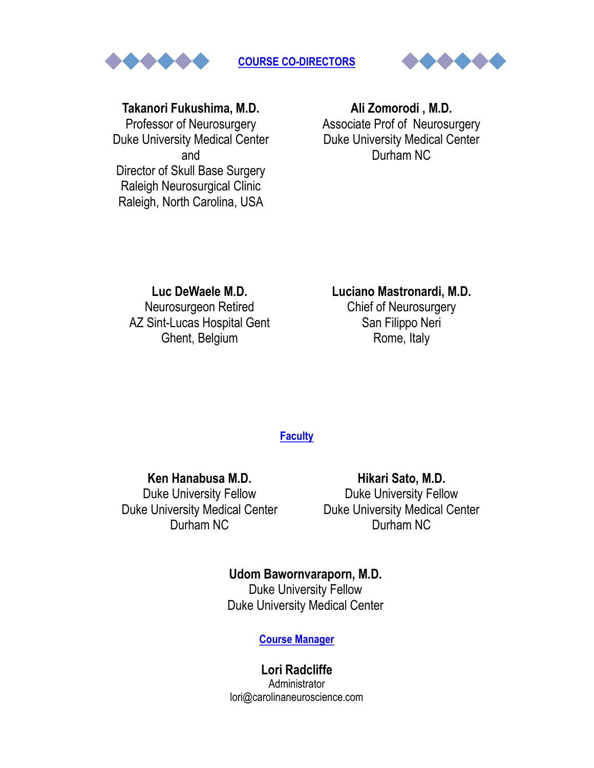## COURSE CO-DIRECTORS

**Takanori Fukushima, M.D.**
Professor of Neurosurgery
Duke University Medical Center
and
Director of Skull Base Surgery
Raleigh Neurosurgical Clinic
Raleigh, North Carolina, USA

**Ali Zomorodi , M.D.**
Associate Prof of Neurosurgery
Duke University Medical Center
Durham NC

**Luc DeWaele M.D.**
Neurosurgeon Retired
AZ Sint-Lucas Hospital Gent
Ghent, Belgium

**Luciano Mastronardi, M.D.**
Chief of Neurosurgery
San Filippo Neri
Rome, Italy

## Faculty

**Ken Hanabusa M.D.**
Duke University Fellow
Duke University Medical Center
Durham NC

**Hikari Sato, M.D.**
Duke University Fellow
Duke University Medical Center
Durham NC

**Udom Bawornvaraporn, M.D.**
Duke University Fellow
Duke University Medical Center

## Course Manager

**Lori Radcliffe**
Administrator
lori@carolinaneuroscience.com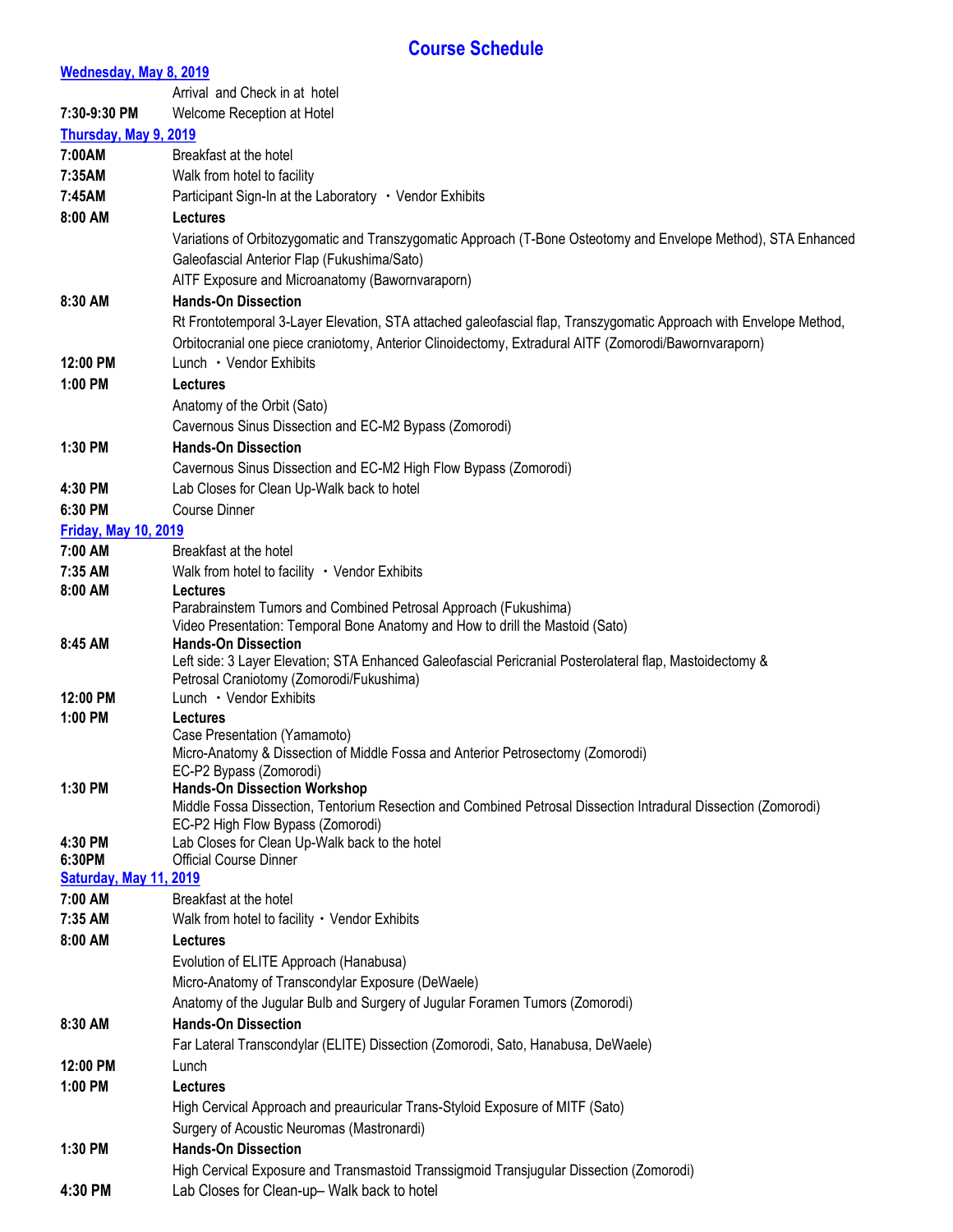# Course Schedule

## Wednesday, May 8, 2019

| | |
|---|---|
| | Arrival and Check in at hotel |
| **7:30-9:30 PM** | Welcome Reception at Hotel |

## Thursday, May 9, 2019

| | |
|---|---|
| **7:00AM** | Breakfast at the hotel |
| **7:35AM** | Walk from hotel to facility |
| **7:45AM** | Participant Sign-In at the Laboratory • Vendor Exhibits |
| **8:00 AM** | **Lectures**<br>Variations of Orbitozygomatic and Transzygomatic Approach (T-Bone Osteotomy and Envelope Method), STA Enhanced Galeofascial Anterior Flap (Fukushima/Sato)<br>AITF Exposure and Microanatomy (Bawornvaraporn) |
| **8:30 AM** | **Hands-On Dissection**<br>Rt Frontotemporal 3-Layer Elevation, STA attached galeofascial flap, Transzygomatic Approach with Envelope Method, Orbitocranial one piece craniotomy, Anterior Clinoidectomy, Extradural AITF (Zomorodi/Bawornvaraporn) |
| **12:00 PM** | Lunch • Vendor Exhibits |
| **1:00 PM** | **Lectures**<br>Anatomy of the Orbit (Sato)<br>Cavernous Sinus Dissection and EC-M2 Bypass (Zomorodi) |
| **1:30 PM** | **Hands-On Dissection**<br>Cavernous Sinus Dissection and EC-M2 High Flow Bypass (Zomorodi) |
| **4:30 PM** | Lab Closes for Clean Up-Walk back to hotel |
| **6:30 PM** | Course Dinner |

## Friday, May 10, 2019

| | |
|---|---|
| **7:00 AM** | Breakfast at the hotel |
| **7:35 AM** | Walk from hotel to facility • Vendor Exhibits |
| **8:00 AM** | **Lectures**<br>Parabrainstem Tumors and Combined Petrosal Approach (Fukushima)<br>Video Presentation: Temporal Bone Anatomy and How to drill the Mastoid (Sato) |
| **8:45 AM** | **Hands-On Dissection**<br>Left side: 3 Layer Elevation; STA Enhanced Galeofascial Pericranial Posterolateral flap, Mastoidectomy & Petrosal Craniotomy (Zomorodi/Fukushima) |
| **12:00 PM** | Lunch • Vendor Exhibits |
| **1:00 PM** | **Lectures**<br>Case Presentation (Yamamoto)<br>Micro-Anatomy & Dissection of Middle Fossa and Anterior Petrosectomy (Zomorodi)<br>EC-P2 Bypass (Zomorodi) |
| **1:30 PM** | **Hands-On Dissection Workshop**<br>Middle Fossa Dissection, Tentorium Resection and Combined Petrosal Dissection Intradural Dissection (Zomorodi)<br>EC-P2 High Flow Bypass (Zomorodi) |
| **4:30 PM** | Lab Closes for Clean Up-Walk back to the hotel |
| **6:30PM** | Official Course Dinner |

## Saturday, May 11, 2019

| | |
|---|---|
| **7:00 AM** | Breakfast at the hotel |
| **7:35 AM** | Walk from hotel to facility • Vendor Exhibits |
| **8:00 AM** | **Lectures**<br>Evolution of ELITE Approach (Hanabusa)<br>Micro-Anatomy of Transcondylar Exposure (DeWaele)<br>Anatomy of the Jugular Bulb and Surgery of Jugular Foramen Tumors (Zomorodi) |
| **8:30 AM** | **Hands-On Dissection**<br>Far Lateral Transcondylar (ELITE) Dissection (Zomorodi, Sato, Hanabusa, DeWaele) |
| **12:00 PM** | Lunch |
| **1:00 PM** | **Lectures**<br>High Cervical Approach and preauricular Trans-Styloid Exposure of MITF (Sato)<br>Surgery of Acoustic Neuromas (Mastronardi) |
| **1:30 PM** | **Hands-On Dissection**<br>High Cervical Exposure and Transmastoid Transsigmoid Transjugular Dissection (Zomorodi) |
| **4:30 PM** | Lab Closes for Clean-up– Walk back to hotel |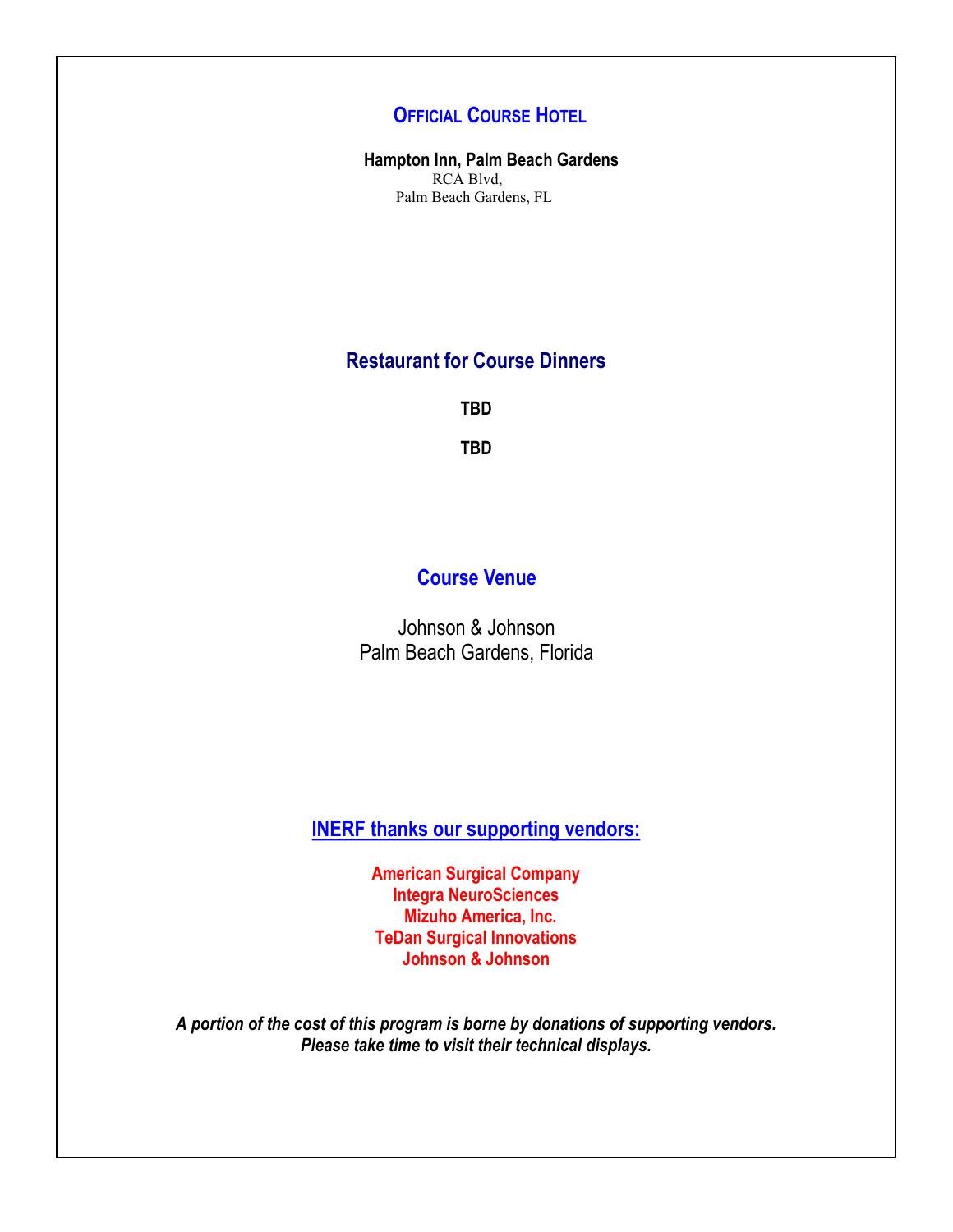## Official Course Hotel

**Hampton Inn, Palm Beach Gardens**
RCA Blvd,
Palm Beach Gardens, FL

## Restaurant for Course Dinners

**TBD**

**TBD**

## Course Venue

Johnson & Johnson
Palm Beach Gardens, Florida

## INERF thanks our supporting vendors:

**American Surgical Company**
**Integra NeuroSciences**
**Mizuho America, Inc.**
**TeDan Surgical Innovations**
**Johnson & Johnson**

***A portion of the cost of this program is borne by donations of supporting vendors. Please take time to visit their technical displays.***